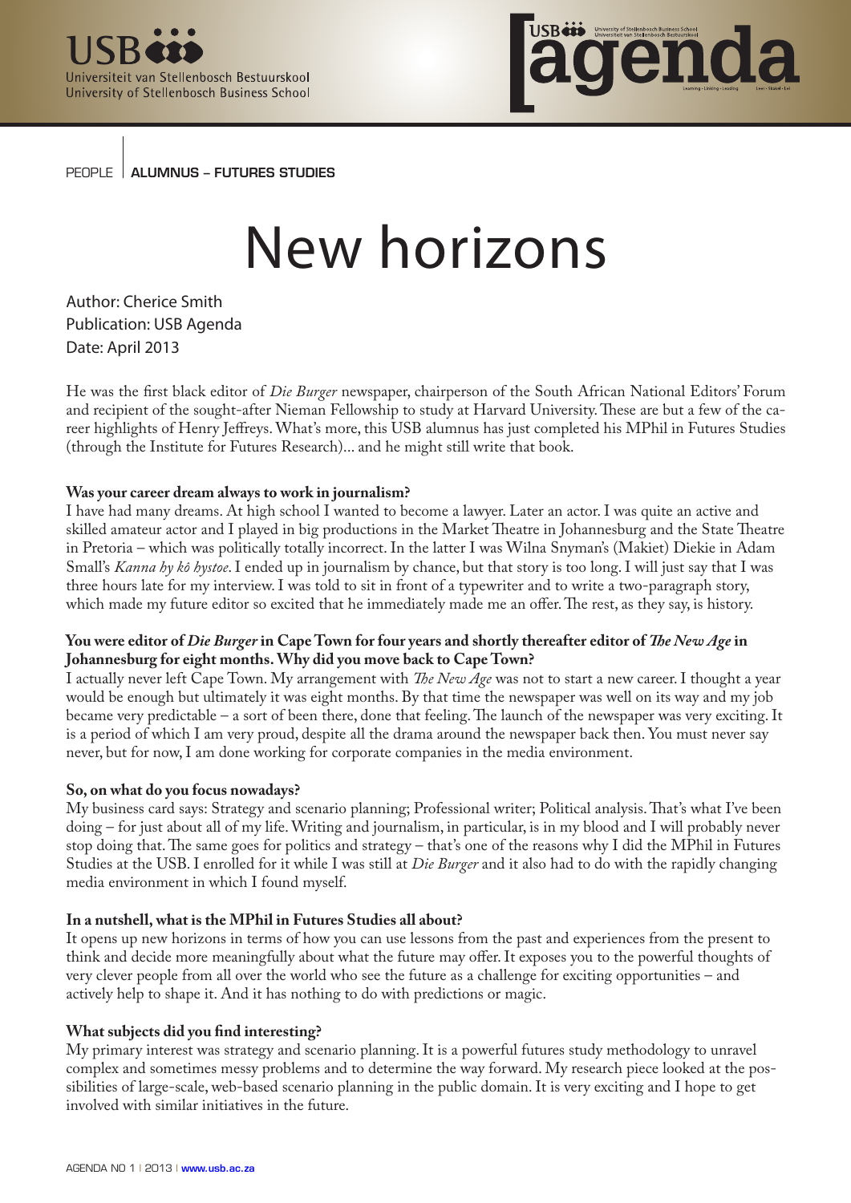PEOPLE | **ALUMNUS – FUTURES STUDIES**

# New horizons

Author: Cherice Smith
Publication: USB Agenda
Date: April 2013

He was the first black editor of *Die Burger* newspaper, chairperson of the South African National Editors' Forum and recipient of the sought-after Nieman Fellowship to study at Harvard University. These are but a few of the career highlights of Henry Jeffreys. What's more, this USB alumnus has just completed his MPhil in Futures Studies (through the Institute for Futures Research)... and he might still write that book.

**Was your career dream always to work in journalism?**
I have had many dreams. At high school I wanted to become a lawyer. Later an actor. I was quite an active and skilled amateur actor and I played in big productions in the Market Theatre in Johannesburg and the State Theatre in Pretoria – which was politically totally incorrect. In the latter I was Wilna Snyman's (Makiet) Diekie in Adam Small's *Kanna hy kô hystoe*. I ended up in journalism by chance, but that story is too long. I will just say that I was three hours late for my interview. I was told to sit in front of a typewriter and to write a two-paragraph story, which made my future editor so excited that he immediately made me an offer. The rest, as they say, is history.

**You were editor of *Die Burger* in Cape Town for four years and shortly thereafter editor of *The New Age* in Johannesburg for eight months. Why did you move back to Cape Town?**
I actually never left Cape Town. My arrangement with *The New Age* was not to start a new career. I thought a year would be enough but ultimately it was eight months. By that time the newspaper was well on its way and my job became very predictable – a sort of been there, done that feeling. The launch of the newspaper was very exciting. It is a period of which I am very proud, despite all the drama around the newspaper back then. You must never say never, but for now, I am done working for corporate companies in the media environment.

**So, on what do you focus nowadays?**
My business card says: Strategy and scenario planning; Professional writer; Political analysis. That's what I've been doing – for just about all of my life. Writing and journalism, in particular, is in my blood and I will probably never stop doing that. The same goes for politics and strategy – that's one of the reasons why I did the MPhil in Futures Studies at the USB. I enrolled for it while I was still at *Die Burger* and it also had to do with the rapidly changing media environment in which I found myself.

**In a nutshell, what is the MPhil in Futures Studies all about?**
It opens up new horizons in terms of how you can use lessons from the past and experiences from the present to think and decide more meaningfully about what the future may offer. It exposes you to the powerful thoughts of very clever people from all over the world who see the future as a challenge for exciting opportunities – and actively help to shape it. And it has nothing to do with predictions or magic.

**What subjects did you find interesting?**
My primary interest was strategy and scenario planning. It is a powerful futures study methodology to unravel complex and sometimes messy problems and to determine the way forward. My research piece looked at the possibilities of large-scale, web-based scenario planning in the public domain. It is very exciting and I hope to get involved with similar initiatives in the future.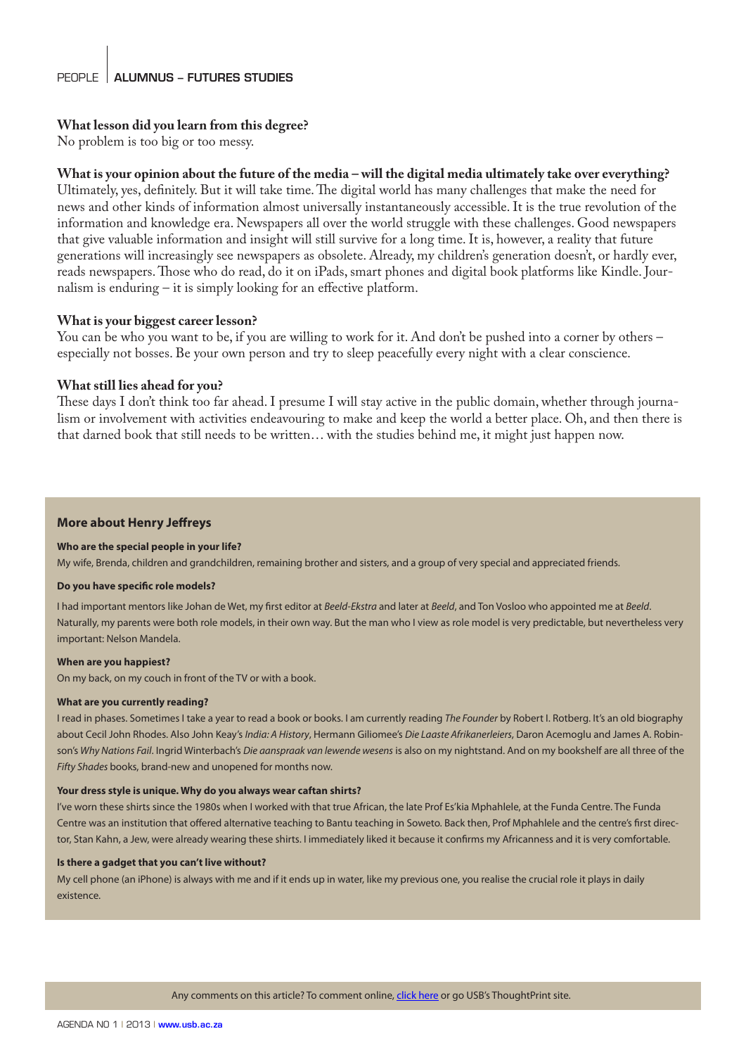**What lesson did you learn from this degree?**
No problem is too big or too messy.

**What is your opinion about the future of the media – will the digital media ultimately take over everything?**
Ultimately, yes, definitely. But it will take time. The digital world has many challenges that make the need for news and other kinds of information almost universally instantaneously accessible. It is the true revolution of the information and knowledge era. Newspapers all over the world struggle with these challenges. Good newspapers that give valuable information and insight will still survive for a long time. It is, however, a reality that future generations will increasingly see newspapers as obsolete. Already, my children's generation doesn't, or hardly ever, reads newspapers. Those who do read, do it on iPads, smart phones and digital book platforms like Kindle. Journalism is enduring – it is simply looking for an effective platform.

**What is your biggest career lesson?**
You can be who you want to be, if you are willing to work for it. And don't be pushed into a corner by others – especially not bosses. Be your own person and try to sleep peacefully every night with a clear conscience.

**What still lies ahead for you?**
These days I don't think too far ahead. I presume I will stay active in the public domain, whether through journalism or involvement with activities endeavouring to make and keep the world a better place. Oh, and then there is that darned book that still needs to be written… with the studies behind me, it might just happen now.

## More about Henry Jeffreys

**Who are the special people in your life?**
My wife, Brenda, children and grandchildren, remaining brother and sisters, and a group of very special and appreciated friends.

**Do you have specific role models?**
I had important mentors like Johan de Wet, my first editor at *Beeld-Ekstra* and later at *Beeld*, and Ton Vosloo who appointed me at *Beeld*. Naturally, my parents were both role models, in their own way. But the man who I view as role model is very predictable, but nevertheless very important: Nelson Mandela.

**When are you happiest?**
On my back, on my couch in front of the TV or with a book.

**What are you currently reading?**
I read in phases. Sometimes I take a year to read a book or books. I am currently reading *The Founder* by Robert I. Rotberg. It's an old biography about Cecil John Rhodes. Also John Keay's *India: A History*, Hermann Giliomee's *Die Laaste Afrikanerleiers*, Daron Acemoglu and James A. Robinson's *Why Nations Fail*. Ingrid Winterbach's *Die aanspraak van lewende wesens* is also on my nightstand. And on my bookshelf are all three of the *Fifty Shades* books, brand-new and unopened for months now.

**Your dress style is unique. Why do you always wear caftan shirts?**
I've worn these shirts since the 1980s when I worked with that true African, the late Prof Es'kia Mphahlele, at the Funda Centre. The Funda Centre was an institution that offered alternative teaching to Bantu teaching in Soweto. Back then, Prof Mphahlele and the centre's first director, Stan Kahn, a Jew, were already wearing these shirts. I immediately liked it because it confirms my Africanness and it is very comfortable.

**Is there a gadget that you can't live without?**
My cell phone (an iPhone) is always with me and if it ends up in water, like my previous one, you realise the crucial role it plays in daily existence.

Any comments on this article? To comment online, click here or go USB's ThoughtPrint site.